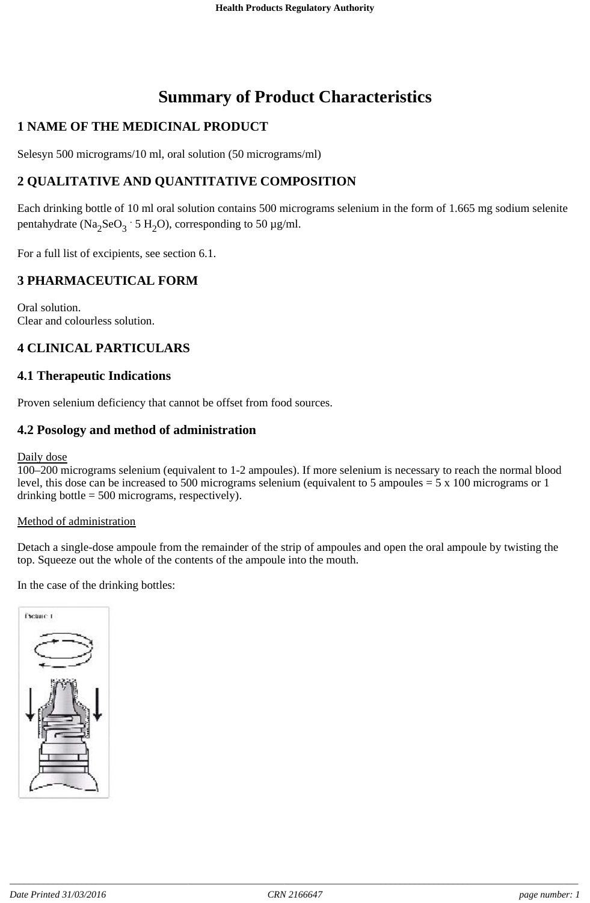# Summary of Product Characteristics

## 1 NAME OF THE MEDICINAL PRODUCT

Selesyn 500 micrograms/10 ml, oral solution (50 micrograms/ml)

## 2 QUALITATIVE AND QUANTITATIVE COMPOSITION

Each drinking bottle of 10 ml oral solution contains 500 micrograms selenium in the form of 1.665 mg sodium selenite pentahydrate ($Na_2SeO_3 \cdot 5\ H_2O$), corresponding to 50 µg/ml.

For a full list of excipients, see section 6.1.

## 3 PHARMACEUTICAL FORM

Oral solution.
Clear and colourless solution.

## 4 CLINICAL PARTICULARS

### 4.1 Therapeutic Indications

Proven selenium deficiency that cannot be offset from food sources.

### 4.2 Posology and method of administration

Daily dose
100–200 micrograms selenium (equivalent to 1-2 ampoules). If more selenium is necessary to reach the normal blood level, this dose can be increased to 500 micrograms selenium (equivalent to 5 ampoules = 5 x 100 micrograms or 1 drinking bottle = 500 micrograms, respectively).

Method of administration

Detach a single-dose ampoule from the remainder of the strip of ampoules and open the oral ampoule by twisting the top. Squeeze out the whole of the contents of the ampoule into the mouth.

In the case of the drinking bottles:

Picture 1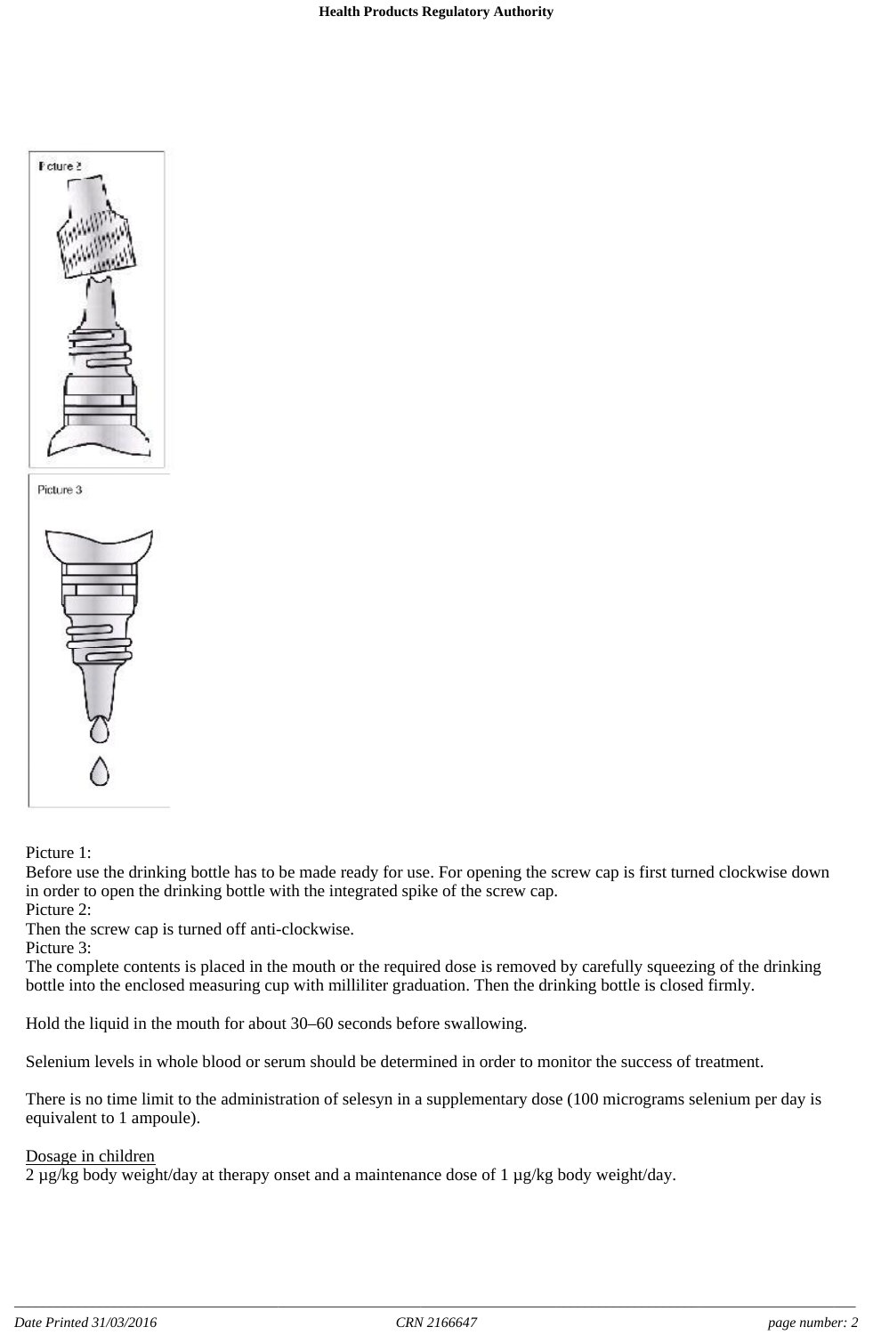Picture 1:
Before use the drinking bottle has to be made ready for use. For opening the screw cap is first turned clockwise down in order to open the drinking bottle with the integrated spike of the screw cap.
Picture 2:
Then the screw cap is turned off anti-clockwise.
Picture 3:
The complete contents is placed in the mouth or the required dose is removed by carefully squeezing of the drinking bottle into the enclosed measuring cup with milliliter graduation. Then the drinking bottle is closed firmly.

Hold the liquid in the mouth for about 30–60 seconds before swallowing.

Selenium levels in whole blood or serum should be determined in order to monitor the success of treatment.

There is no time limit to the administration of selesyn in a supplementary dose (100 micrograms selenium per day is equivalent to 1 ampoule).

<u>Dosage in children</u>
2 µg/kg body weight/day at therapy onset and a maintenance dose of 1 µg/kg body weight/day.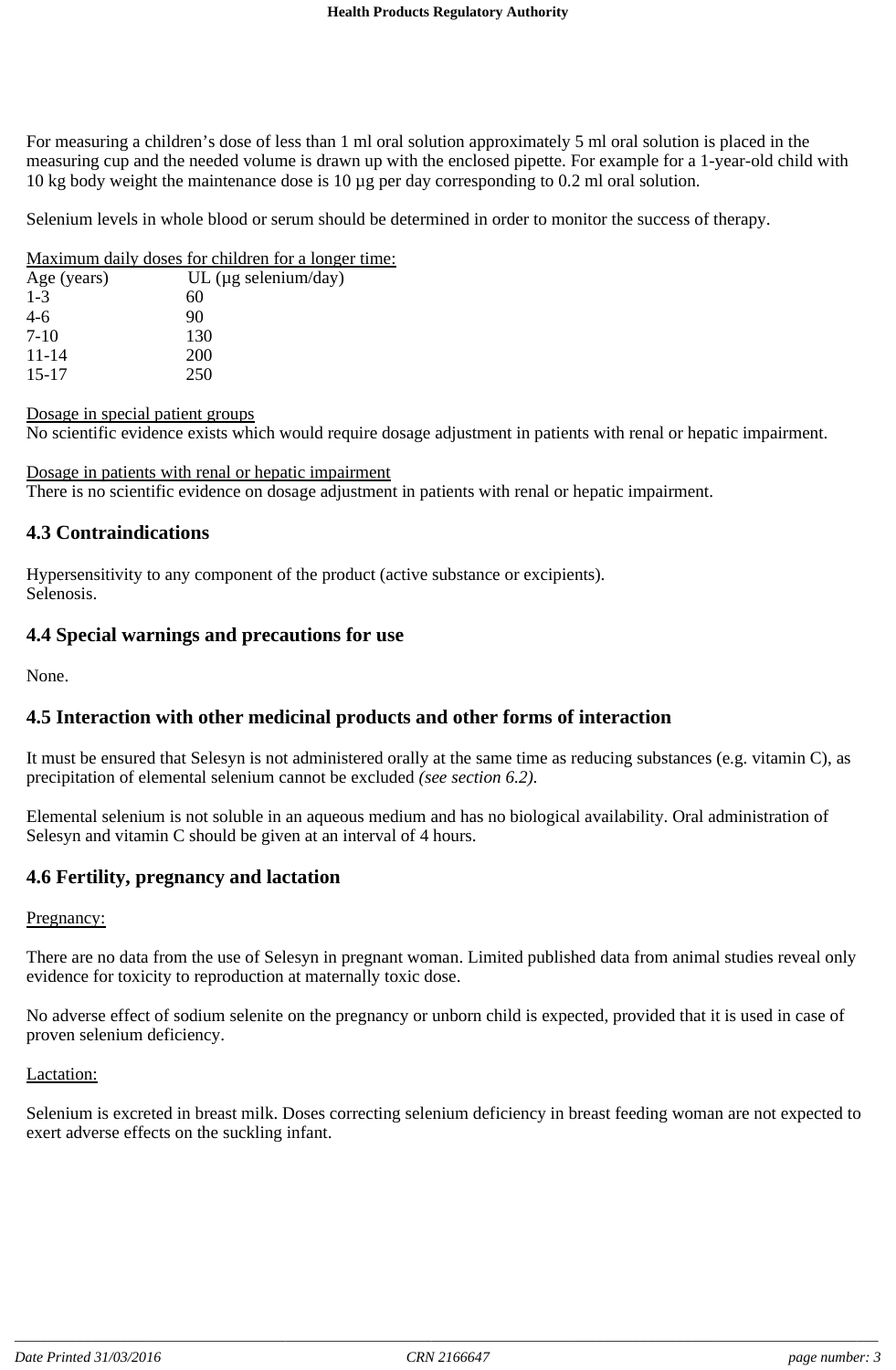For measuring a children's dose of less than 1 ml oral solution approximately 5 ml oral solution is placed in the measuring cup and the needed volume is drawn up with the enclosed pipette. For example for a 1-year-old child with 10 kg body weight the maintenance dose is 10 µg per day corresponding to 0.2 ml oral solution.

Selenium levels in whole blood or serum should be determined in order to monitor the success of therapy.

Maximum daily doses for children for a longer time:

| Age (years) | UL (µg selenium/day) |
|---|---|
| 1-3 | 60 |
| 4-6 | 90 |
| 7-10 | 130 |
| 11-14 | 200 |
| 15-17 | 250 |

Dosage in special patient groups
No scientific evidence exists which would require dosage adjustment in patients with renal or hepatic impairment.

Dosage in patients with renal or hepatic impairment
There is no scientific evidence on dosage adjustment in patients with renal or hepatic impairment.

## 4.3 Contraindications

Hypersensitivity to any component of the product (active substance or excipients).
Selenosis.

## 4.4 Special warnings and precautions for use

None.

## 4.5 Interaction with other medicinal products and other forms of interaction

It must be ensured that Selesyn is not administered orally at the same time as reducing substances (e.g. vitamin C), as precipitation of elemental selenium cannot be excluded *(see section 6.2).*

Elemental selenium is not soluble in an aqueous medium and has no biological availability. Oral administration of Selesyn and vitamin C should be given at an interval of 4 hours.

## 4.6 Fertility, pregnancy and lactation

Pregnancy:

There are no data from the use of Selesyn in pregnant woman. Limited published data from animal studies reveal only evidence for toxicity to reproduction at maternally toxic dose.

No adverse effect of sodium selenite on the pregnancy or unborn child is expected, provided that it is used in case of proven selenium deficiency.

Lactation:

Selenium is excreted in breast milk. Doses correcting selenium deficiency in breast feeding woman are not expected to exert adverse effects on the suckling infant.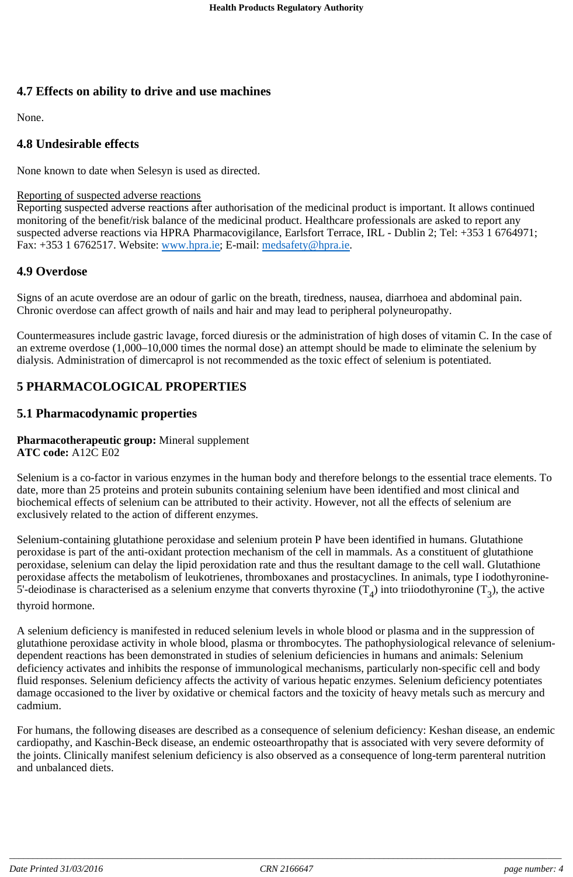## 4.7 Effects on ability to drive and use machines

None.

## 4.8 Undesirable effects

None known to date when Selesyn is used as directed.

Reporting of suspected adverse reactions
Reporting suspected adverse reactions after authorisation of the medicinal product is important. It allows continued monitoring of the benefit/risk balance of the medicinal product. Healthcare professionals are asked to report any suspected adverse reactions via HPRA Pharmacovigilance, Earlsfort Terrace, IRL - Dublin 2; Tel: +353 1 6764971; Fax: +353 1 6762517. Website: www.hpra.ie; E-mail: medsafety@hpra.ie.

## 4.9 Overdose

Signs of an acute overdose are an odour of garlic on the breath, tiredness, nausea, diarrhoea and abdominal pain. Chronic overdose can affect growth of nails and hair and may lead to peripheral polyneuropathy.

Countermeasures include gastric lavage, forced diuresis or the administration of high doses of vitamin C. In the case of an extreme overdose (1,000–10,000 times the normal dose) an attempt should be made to eliminate the selenium by dialysis. Administration of dimercaprol is not recommended as the toxic effect of selenium is potentiated.

# 5 PHARMACOLOGICAL PROPERTIES

## 5.1 Pharmacodynamic properties

**Pharmacotherapeutic group:** Mineral supplement
**ATC code:** A12C E02

Selenium is a co-factor in various enzymes in the human body and therefore belongs to the essential trace elements. To date, more than 25 proteins and protein subunits containing selenium have been identified and most clinical and biochemical effects of selenium can be attributed to their activity. However, not all the effects of selenium are exclusively related to the action of different enzymes.

Selenium-containing glutathione peroxidase and selenium protein P have been identified in humans. Glutathione peroxidase is part of the anti-oxidant protection mechanism of the cell in mammals. As a constituent of glutathione peroxidase, selenium can delay the lipid peroxidation rate and thus the resultant damage to the cell wall. Glutathione peroxidase affects the metabolism of leukotrienes, thromboxanes and prostacyclines. In animals, type I iodothyronine-5'-deiodinase is characterised as a selenium enzyme that converts thyroxine ($T_4$) into triiodothyronine ($T_3$), the active thyroid hormone.

A selenium deficiency is manifested in reduced selenium levels in whole blood or plasma and in the suppression of glutathione peroxidase activity in whole blood, plasma or thrombocytes. The pathophysiological relevance of selenium-dependent reactions has been demonstrated in studies of selenium deficiencies in humans and animals: Selenium deficiency activates and inhibits the response of immunological mechanisms, particularly non-specific cell and body fluid responses. Selenium deficiency affects the activity of various hepatic enzymes. Selenium deficiency potentiates damage occasioned to the liver by oxidative or chemical factors and the toxicity of heavy metals such as mercury and cadmium.

For humans, the following diseases are described as a consequence of selenium deficiency: Keshan disease, an endemic cardiopathy, and Kaschin-Beck disease, an endemic osteoarthropathy that is associated with very severe deformity of the joints. Clinically manifest selenium deficiency is also observed as a consequence of long-term parenteral nutrition and unbalanced diets.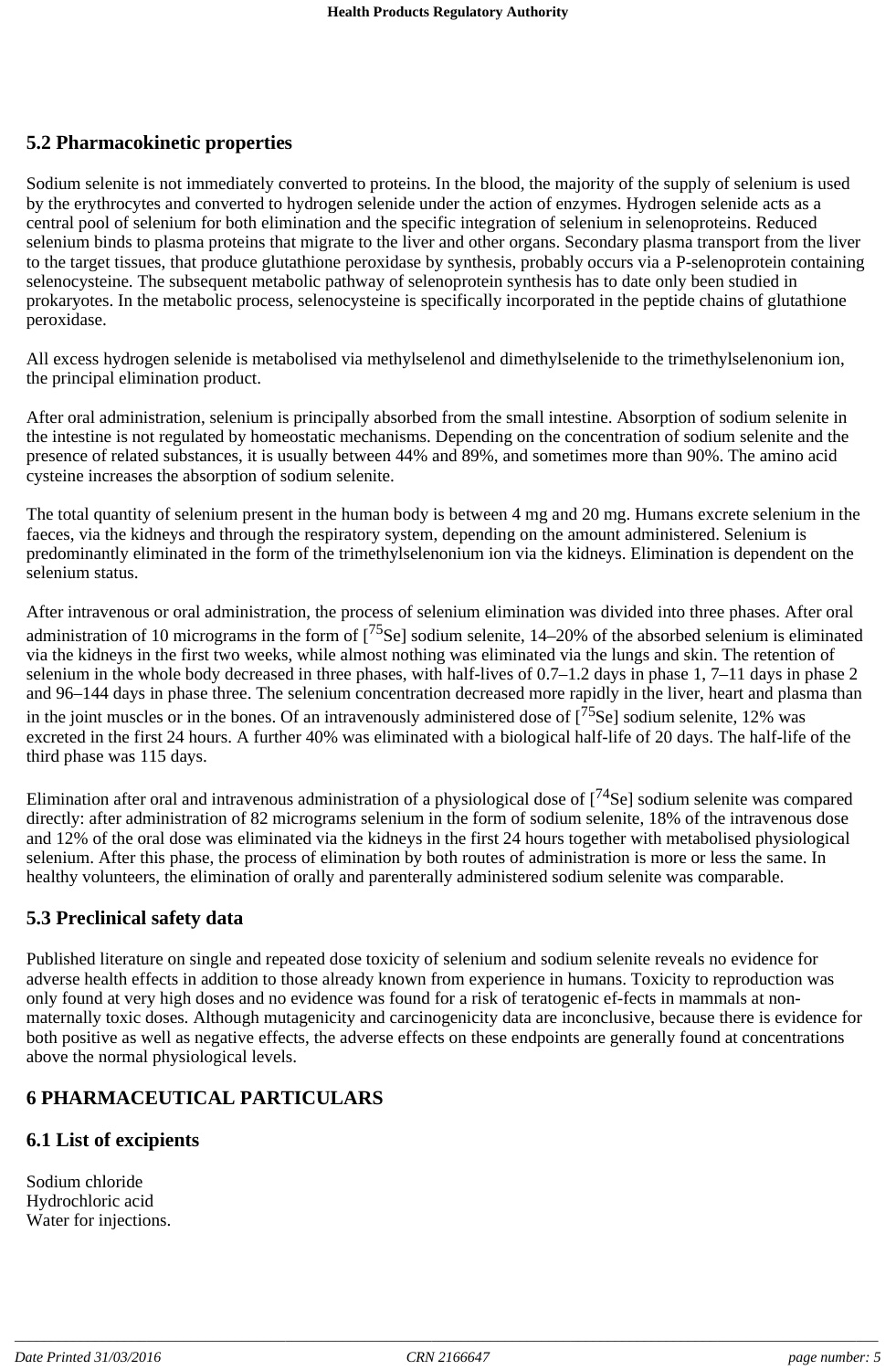## 5.2 Pharmacokinetic properties

Sodium selenite is not immediately converted to proteins. In the blood, the majority of the supply of selenium is used by the erythrocytes and converted to hydrogen selenide under the action of enzymes. Hydrogen selenide acts as a central pool of selenium for both elimination and the specific integration of selenium in selenoproteins. Reduced selenium binds to plasma proteins that migrate to the liver and other organs. Secondary plasma transport from the liver to the target tissues, that produce glutathione peroxidase by synthesis, probably occurs via a P-selenoprotein containing selenocysteine. The subsequent metabolic pathway of selenoprotein synthesis has to date only been studied in prokaryotes. In the metabolic process, selenocysteine is specifically incorporated in the peptide chains of glutathione peroxidase.

All excess hydrogen selenide is metabolised via methylselenol and dimethylselenide to the trimethylselenonium ion, the principal elimination product.

After oral administration, selenium is principally absorbed from the small intestine. Absorption of sodium selenite in the intestine is not regulated by homeostatic mechanisms. Depending on the concentration of sodium selenite and the presence of related substances, it is usually between 44% and 89%, and sometimes more than 90%. The amino acid cysteine increases the absorption of sodium selenite.

The total quantity of selenium present in the human body is between 4 mg and 20 mg. Humans excrete selenium in the faeces, via the kidneys and through the respiratory system, depending on the amount administered. Selenium is predominantly eliminated in the form of the trimethylselenonium ion via the kidneys. Elimination is dependent on the selenium status.

After intravenous or oral administration, the process of selenium elimination was divided into three phases. After oral administration of 10 micrograms in the form of [$^{75}$Se] sodium selenite, 14–20% of the absorbed selenium is eliminated via the kidneys in the first two weeks, while almost nothing was eliminated via the lungs and skin. The retention of selenium in the whole body decreased in three phases, with half-lives of 0.7–1.2 days in phase 1, 7–11 days in phase 2 and 96–144 days in phase three. The selenium concentration decreased more rapidly in the liver, heart and plasma than in the joint muscles or in the bones. Of an intravenously administered dose of [$^{75}$Se] sodium selenite, 12% was excreted in the first 24 hours. A further 40% was eliminated with a biological half-life of 20 days. The half-life of the third phase was 115 days.

Elimination after oral and intravenous administration of a physiological dose of [$^{74}$Se] sodium selenite was compared directly: after administration of 82 micrograms selenium in the form of sodium selenite, 18% of the intravenous dose and 12% of the oral dose was eliminated via the kidneys in the first 24 hours together with metabolised physiological selenium. After this phase, the process of elimination by both routes of administration is more or less the same. In healthy volunteers, the elimination of orally and parenterally administered sodium selenite was comparable.

## 5.3 Preclinical safety data

Published literature on single and repeated dose toxicity of selenium and sodium selenite reveals no evidence for adverse health effects in addition to those already known from experience in humans. Toxicity to reproduction was only found at very high doses and no evidence was found for a risk of teratogenic ef-fects in mammals at non-maternally toxic doses. Although mutagenicity and carcinogenicity data are inconclusive, because there is evidence for both positive as well as negative effects, the adverse effects on these endpoints are generally found at concentrations above the normal physiological levels.

# 6 PHARMACEUTICAL PARTICULARS

## 6.1 List of excipients

Sodium chloride
Hydrochloric acid
Water for injections.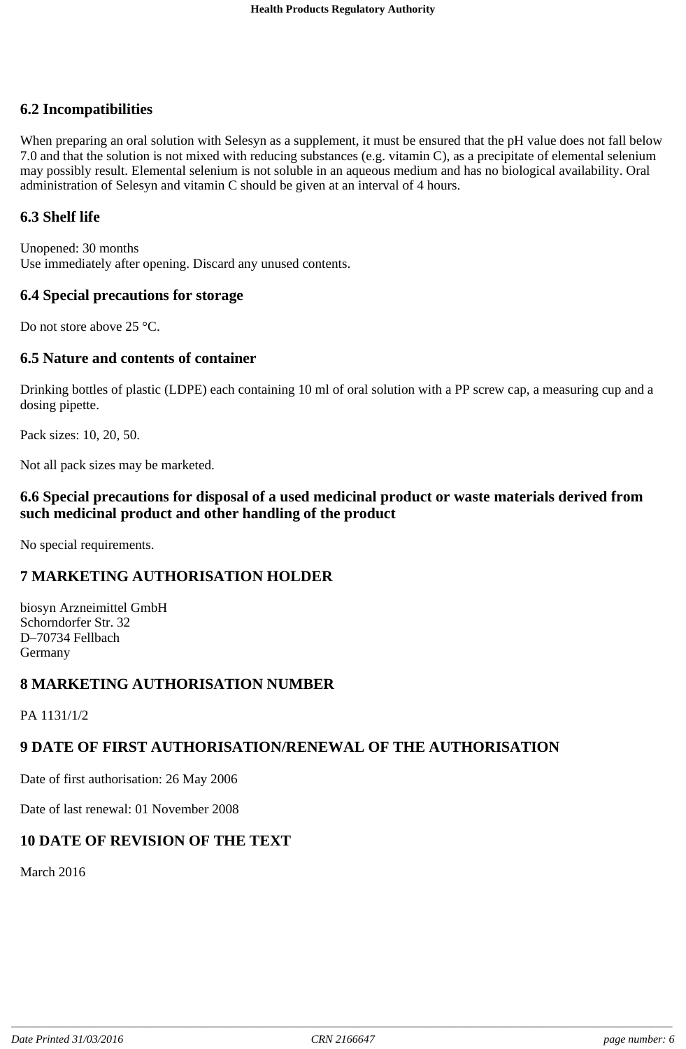## 6.2 Incompatibilities

When preparing an oral solution with Selesyn as a supplement, it must be ensured that the pH value does not fall below 7.0 and that the solution is not mixed with reducing substances (e.g. vitamin C), as a precipitate of elemental selenium may possibly result. Elemental selenium is not soluble in an aqueous medium and has no biological availability. Oral administration of Selesyn and vitamin C should be given at an interval of 4 hours.

## 6.3 Shelf life

Unopened: 30 months
Use immediately after opening. Discard any unused contents.

## 6.4 Special precautions for storage

Do not store above 25 °C.

## 6.5 Nature and contents of container

Drinking bottles of plastic (LDPE) each containing 10 ml of oral solution with a PP screw cap, a measuring cup and a dosing pipette.

Pack sizes: 10, 20, 50.

Not all pack sizes may be marketed.

## 6.6 Special precautions for disposal of a used medicinal product or waste materials derived from such medicinal product and other handling of the product

No special requirements.

# 7 MARKETING AUTHORISATION HOLDER

biosyn Arzneimittel GmbH
Schorndorfer Str. 32
D–70734 Fellbach
Germany

# 8 MARKETING AUTHORISATION NUMBER

PA 1131/1/2

# 9 DATE OF FIRST AUTHORISATION/RENEWAL OF THE AUTHORISATION

Date of first authorisation: 26 May 2006

Date of last renewal: 01 November 2008

# 10 DATE OF REVISION OF THE TEXT

March 2016